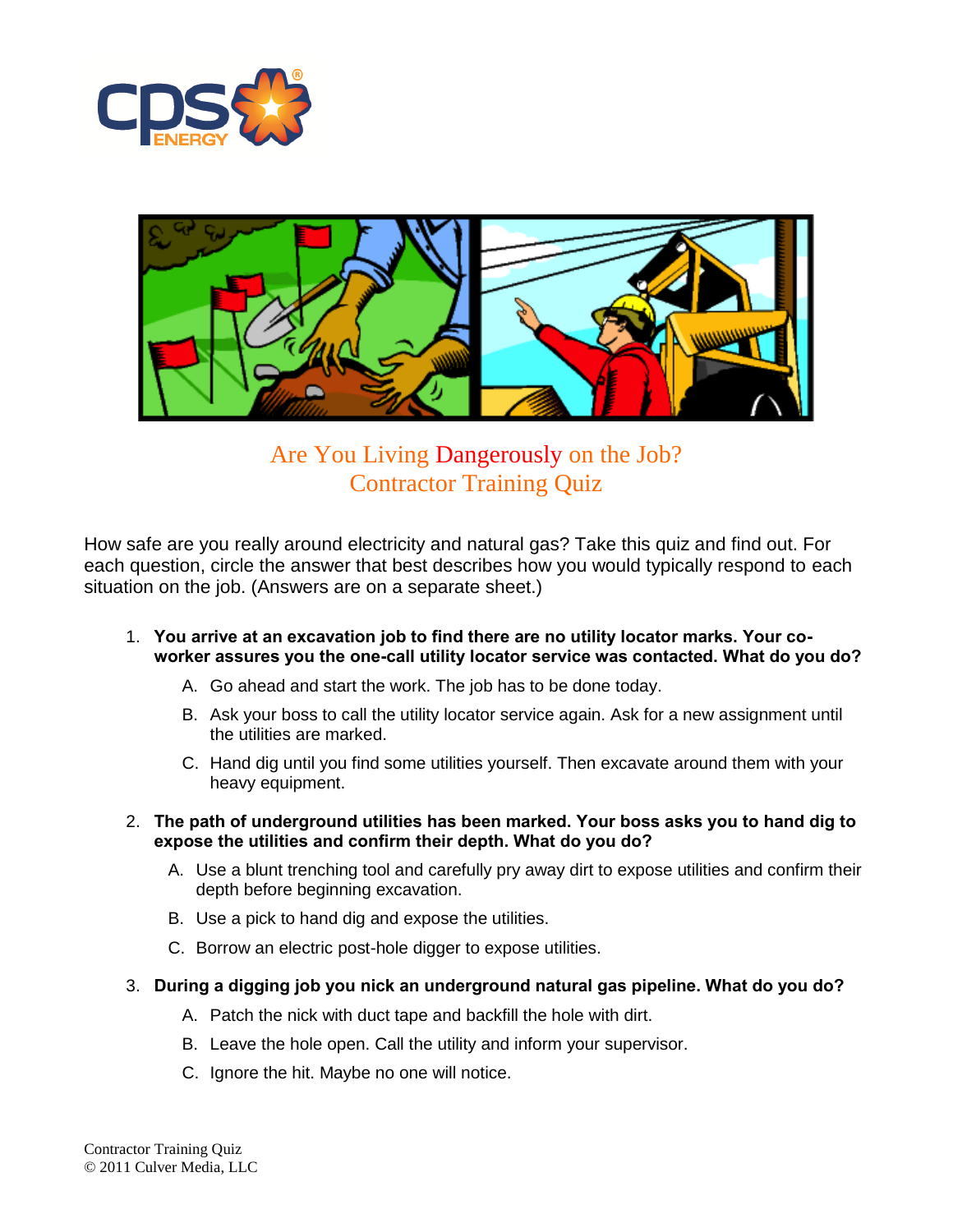# Are You Living Dangerously on the Job?
## Contractor Training Quiz

How safe are you really around electricity and natural gas? Take this quiz and find out. For each question, circle the answer that best describes how you would typically respond to each situation on the job. (Answers are on a separate sheet.)

1. **You arrive at an excavation job to find there are no utility locator marks. Your co-worker assures you the one-call utility locator service was contacted. What do you do?**
   - A. Go ahead and start the work. The job has to be done today.
   - B. Ask your boss to call the utility locator service again. Ask for a new assignment until the utilities are marked.
   - C. Hand dig until you find some utilities yourself. Then excavate around them with your heavy equipment.

2. **The path of underground utilities has been marked. Your boss asks you to hand dig to expose the utilities and confirm their depth. What do you do?**
   - A. Use a blunt trenching tool and carefully pry away dirt to expose utilities and confirm their depth before beginning excavation.
   - B. Use a pick to hand dig and expose the utilities.
   - C. Borrow an electric post-hole digger to expose utilities.

3. **During a digging job you nick an underground natural gas pipeline. What do you do?**
   - A. Patch the nick with duct tape and backfill the hole with dirt.
   - B. Leave the hole open. Call the utility and inform your supervisor.
   - C. Ignore the hit. Maybe no one will notice.

Contractor Training Quiz
© 2011 Culver Media, LLC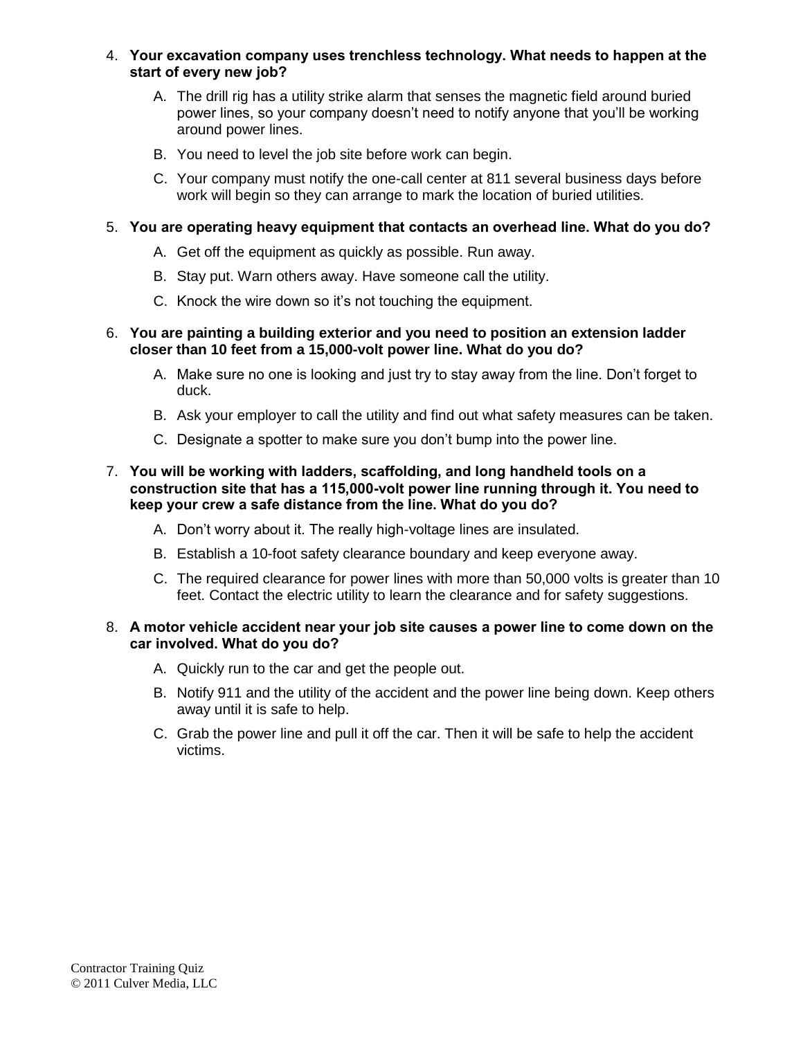4. **Your excavation company uses trenchless technology. What needs to happen at the start of every new job?**

   A. The drill rig has a utility strike alarm that senses the magnetic field around buried power lines, so your company doesn't need to notify anyone that you'll be working around power lines.

   B. You need to level the job site before work can begin.

   C. Your company must notify the one-call center at 811 several business days before work will begin so they can arrange to mark the location of buried utilities.

5. **You are operating heavy equipment that contacts an overhead line. What do you do?**

   A. Get off the equipment as quickly as possible. Run away.

   B. Stay put. Warn others away. Have someone call the utility.

   C. Knock the wire down so it's not touching the equipment.

6. **You are painting a building exterior and you need to position an extension ladder closer than 10 feet from a 15,000-volt power line. What do you do?**

   A. Make sure no one is looking and just try to stay away from the line. Don't forget to duck.

   B. Ask your employer to call the utility and find out what safety measures can be taken.

   C. Designate a spotter to make sure you don't bump into the power line.

7. **You will be working with ladders, scaffolding, and long handheld tools on a construction site that has a 115,000-volt power line running through it. You need to keep your crew a safe distance from the line. What do you do?**

   A. Don't worry about it. The really high-voltage lines are insulated.

   B. Establish a 10-foot safety clearance boundary and keep everyone away.

   C. The required clearance for power lines with more than 50,000 volts is greater than 10 feet. Contact the electric utility to learn the clearance and for safety suggestions.

8. **A motor vehicle accident near your job site causes a power line to come down on the car involved. What do you do?**

   A. Quickly run to the car and get the people out.

   B. Notify 911 and the utility of the accident and the power line being down. Keep others away until it is safe to help.

   C. Grab the power line and pull it off the car. Then it will be safe to help the accident victims.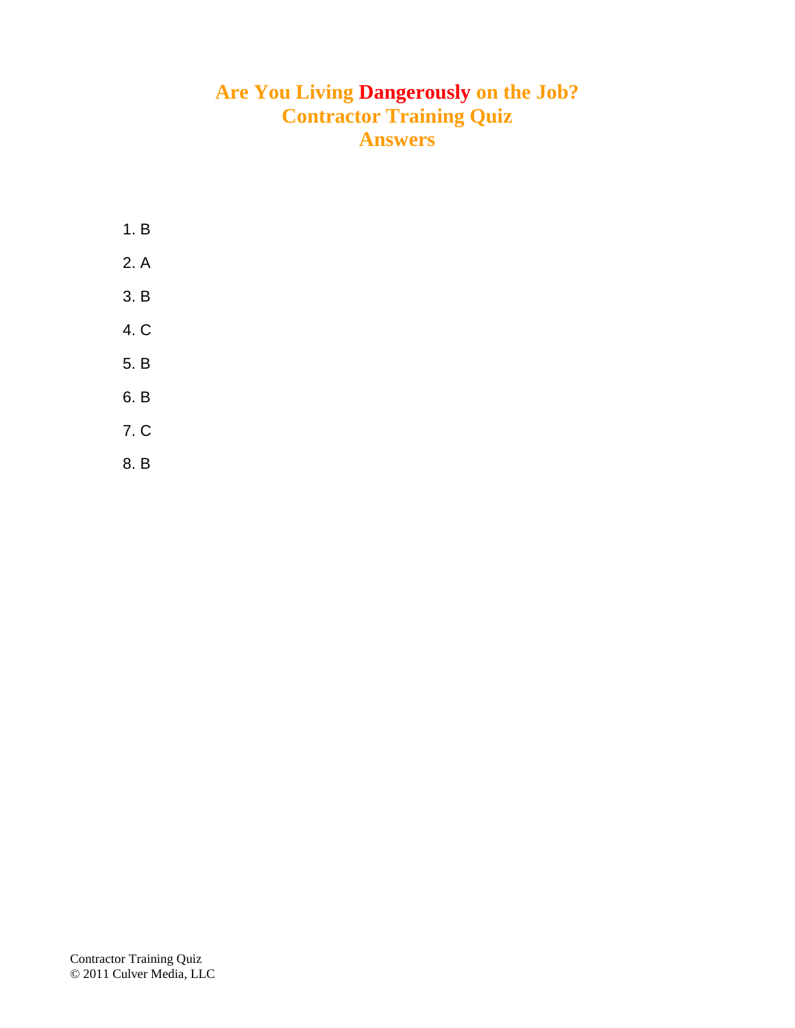# Are You Living **Dangerously** on the Job?
# Contractor Training Quiz
# Answers

1. B
2. A
3. B
4. C
5. B
6. B
7. C
8. B

Contractor Training Quiz
© 2011 Culver Media, LLC